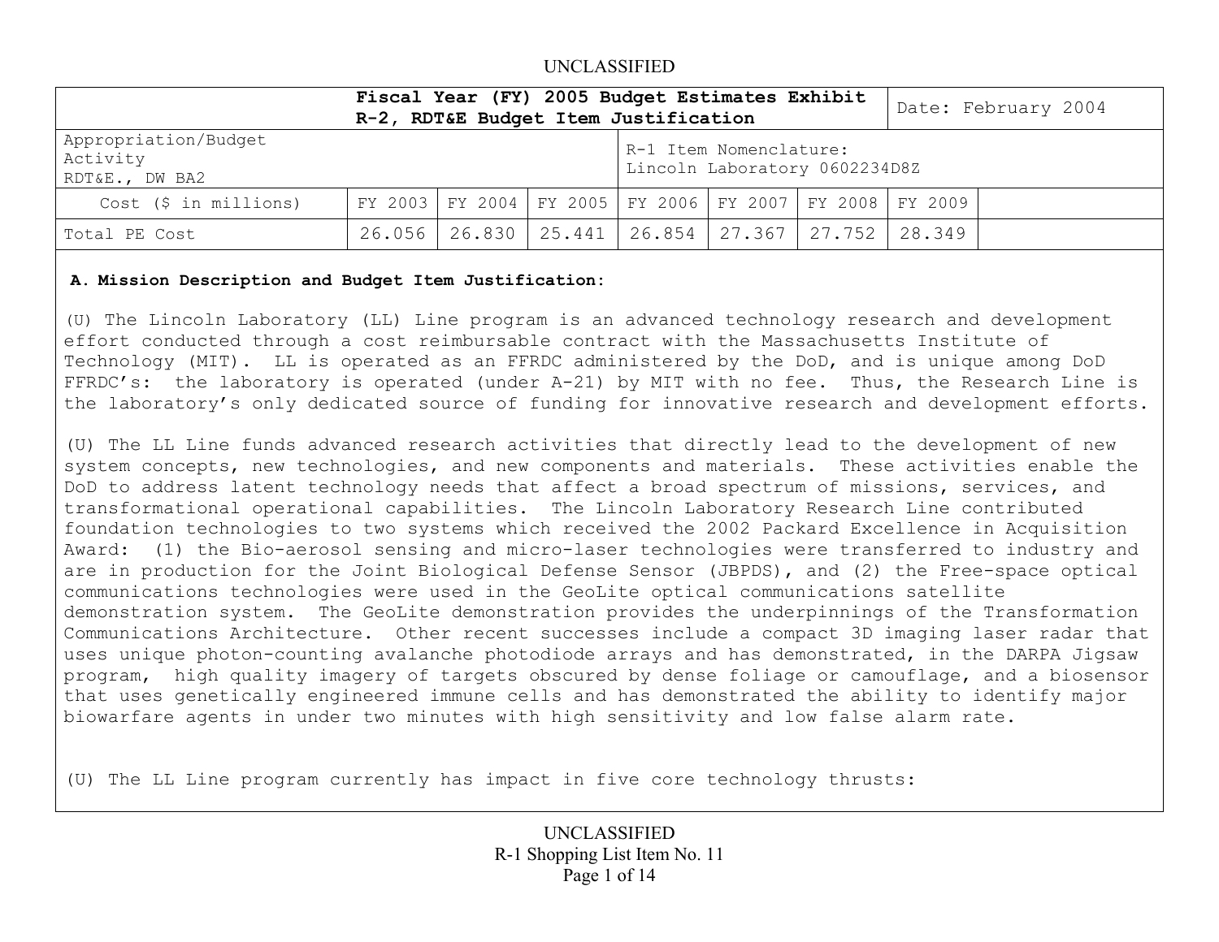UNCLASSIFIED

| Fiscal Year (FY) 2005 Budget Estimates Exhibit R-2, RDT&E Budget Item Justification | | | | | | | | Date: February 2004 |
|---|---|---|---|---|---|---|---|---|
| Appropriation/Budget Activity RDT&E., DW BA2 | | | | R-1 Item Nomenclature: Lincoln Laboratory 0602234D8Z | | | | |
| Cost ($ in millions) | FY 2003 | FY 2004 | FY 2005 | FY 2006 | FY 2007 | FY 2008 | FY 2009 | |
| Total PE Cost | 26.056 | 26.830 | 25.441 | 26.854 | 27.367 | 27.752 | 28.349 | |

**A. Mission Description and Budget Item Justification:**

(U) The Lincoln Laboratory (LL) Line program is an advanced technology research and development effort conducted through a cost reimbursable contract with the Massachusetts Institute of Technology (MIT). LL is operated as an FFRDC administered by the DoD, and is unique among DoD FFRDC's: the laboratory is operated (under A-21) by MIT with no fee. Thus, the Research Line is the laboratory's only dedicated source of funding for innovative research and development efforts.

(U) The LL Line funds advanced research activities that directly lead to the development of new system concepts, new technologies, and new components and materials. These activities enable the DoD to address latent technology needs that affect a broad spectrum of missions, services, and transformational operational capabilities. The Lincoln Laboratory Research Line contributed foundation technologies to two systems which received the 2002 Packard Excellence in Acquisition Award: (1) the Bio-aerosol sensing and micro-laser technologies were transferred to industry and are in production for the Joint Biological Defense Sensor (JBPDS), and (2) the Free-space optical communications technologies were used in the GeoLite optical communications satellite demonstration system. The GeoLite demonstration provides the underpinnings of the Transformation Communications Architecture. Other recent successes include a compact 3D imaging laser radar that uses unique photon-counting avalanche photodiode arrays and has demonstrated, in the DARPA Jigsaw program, high quality imagery of targets obscured by dense foliage or camouflage, and a biosensor that uses genetically engineered immune cells and has demonstrated the ability to identify major biowarfare agents in under two minutes with high sensitivity and low false alarm rate.

(U) The LL Line program currently has impact in five core technology thrusts:

UNCLASSIFIED
R-1 Shopping List Item No. 11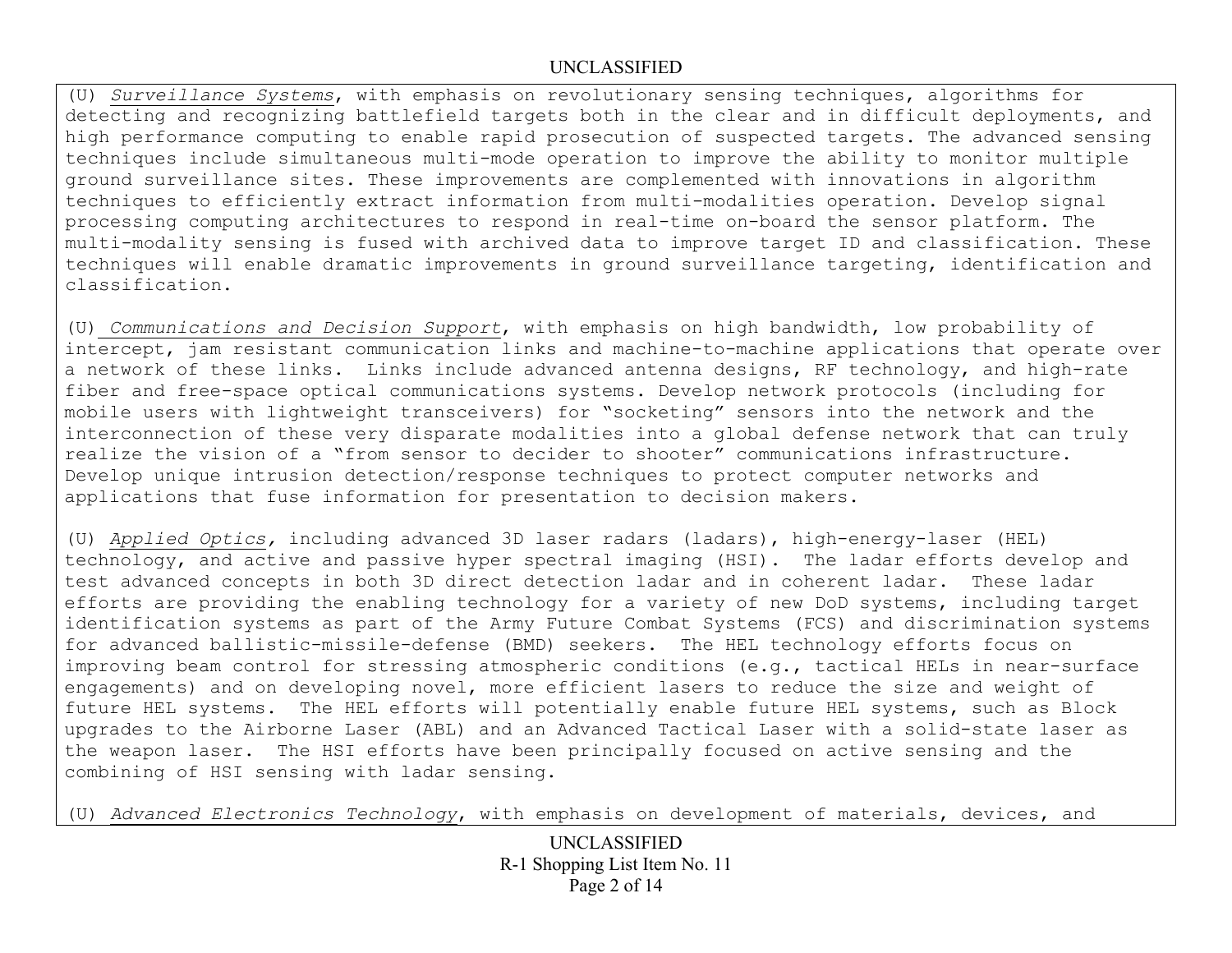(U) *Surveillance Systems*, with emphasis on revolutionary sensing techniques, algorithms for detecting and recognizing battlefield targets both in the clear and in difficult deployments, and high performance computing to enable rapid prosecution of suspected targets. The advanced sensing techniques include simultaneous multi-mode operation to improve the ability to monitor multiple ground surveillance sites. These improvements are complemented with innovations in algorithm techniques to efficiently extract information from multi-modalities operation. Develop signal processing computing architectures to respond in real-time on-board the sensor platform. The multi-modality sensing is fused with archived data to improve target ID and classification. These techniques will enable dramatic improvements in ground surveillance targeting, identification and classification.

(U) *Communications and Decision Support*, with emphasis on high bandwidth, low probability of intercept, jam resistant communication links and machine-to-machine applications that operate over a network of these links. Links include advanced antenna designs, RF technology, and high-rate fiber and free-space optical communications systems. Develop network protocols (including for mobile users with lightweight transceivers) for "socketing" sensors into the network and the interconnection of these very disparate modalities into a global defense network that can truly realize the vision of a "from sensor to decider to shooter" communications infrastructure. Develop unique intrusion detection/response techniques to protect computer networks and applications that fuse information for presentation to decision makers.

(U) *Applied Optics*, including advanced 3D laser radars (ladars), high-energy-laser (HEL) technology, and active and passive hyper spectral imaging (HSI). The ladar efforts develop and test advanced concepts in both 3D direct detection ladar and in coherent ladar. These ladar efforts are providing the enabling technology for a variety of new DoD systems, including target identification systems as part of the Army Future Combat Systems (FCS) and discrimination systems for advanced ballistic-missile-defense (BMD) seekers. The HEL technology efforts focus on improving beam control for stressing atmospheric conditions (e.g., tactical HELs in near-surface engagements) and on developing novel, more efficient lasers to reduce the size and weight of future HEL systems. The HEL efforts will potentially enable future HEL systems, such as Block upgrades to the Airborne Laser (ABL) and an Advanced Tactical Laser with a solid-state laser as the weapon laser. The HSI efforts have been principally focused on active sensing and the combining of HSI sensing with ladar sensing.

(U) *Advanced Electronics Technology*, with emphasis on development of materials, devices, and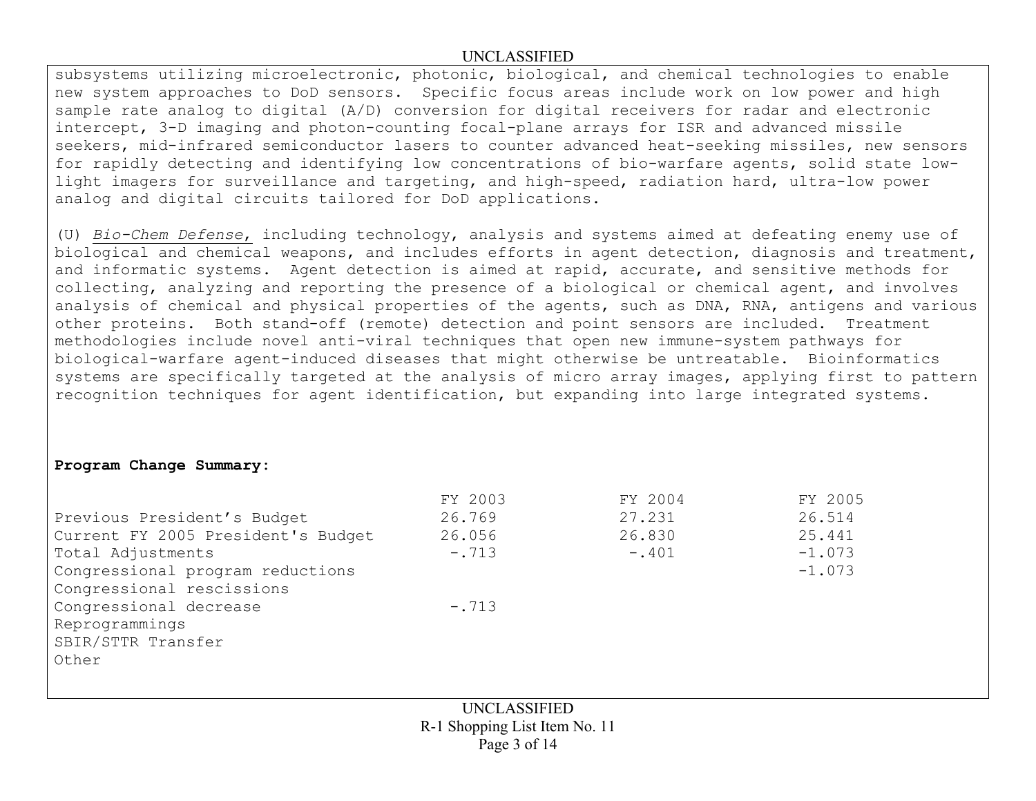subsystems utilizing microelectronic, photonic, biological, and chemical technologies to enable new system approaches to DoD sensors. Specific focus areas include work on low power and high sample rate analog to digital (A/D) conversion for digital receivers for radar and electronic intercept, 3-D imaging and photon-counting focal-plane arrays for ISR and advanced missile seekers, mid-infrared semiconductor lasers to counter advanced heat-seeking missiles, new sensors for rapidly detecting and identifying low concentrations of bio-warfare agents, solid state low-light imagers for surveillance and targeting, and high-speed, radiation hard, ultra-low power analog and digital circuits tailored for DoD applications.

(U) *Bio-Chem Defense*, including technology, analysis and systems aimed at defeating enemy use of biological and chemical weapons, and includes efforts in agent detection, diagnosis and treatment, and informatic systems. Agent detection is aimed at rapid, accurate, and sensitive methods for collecting, analyzing and reporting the presence of a biological or chemical agent, and involves analysis of chemical and physical properties of the agents, such as DNA, RNA, antigens and various other proteins. Both stand-off (remote) detection and point sensors are included. Treatment methodologies include novel anti-viral techniques that open new immune-system pathways for biological-warfare agent-induced diseases that might otherwise be untreatable. Bioinformatics systems are specifically targeted at the analysis of micro array images, applying first to pattern recognition techniques for agent identification, but expanding into large integrated systems.

**Program Change Summary:**

| | FY 2003 | FY 2004 | FY 2005 |
|---|---|---|---|
| Previous President's Budget | 26.769 | 27.231 | 26.514 |
| Current FY 2005 President's Budget | 26.056 | 26.830 | 25.441 |
| Total Adjustments | -.713 | -.401 | -1.073 |
| Congressional program reductions | | | -1.073 |
| Congressional rescissions | | | |
| Congressional decrease | -.713 | | |
| Reprogrammings | | | |
| SBIR/STTR Transfer | | | |
| Other | | | |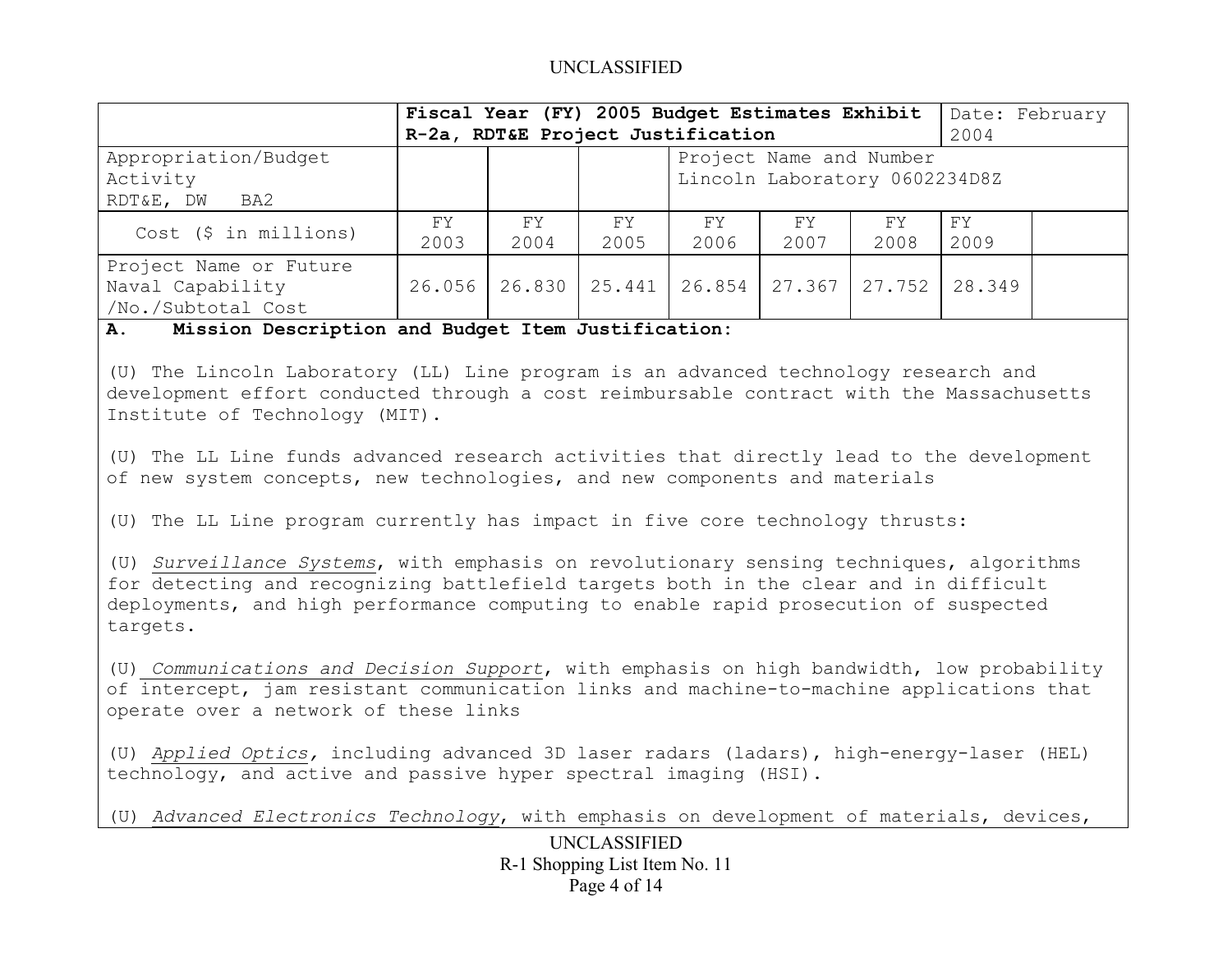UNCLASSIFIED

| | Fiscal Year (FY) 2005 Budget Estimates Exhibit R-2a, RDT&E Project Justification | | | | | | Date: February 2004 | |
|---|---|---|---|---|---|---|---|---|
| Appropriation/Budget Activity RDT&E, DW BA2 | | | | Project Name and Number Lincoln Laboratory 0602234D8Z | | | | |
| Cost ($ in millions) | FY 2003 | FY 2004 | FY 2005 | FY 2006 | FY 2007 | FY 2008 | FY 2009 | |
| Project Name or Future Naval Capability /No./Subtotal Cost | 26.056 | 26.830 | 25.441 | 26.854 | 27.367 | 27.752 | 28.349 | |

**A. Mission Description and Budget Item Justification:**

(U) The Lincoln Laboratory (LL) Line program is an advanced technology research and development effort conducted through a cost reimbursable contract with the Massachusetts Institute of Technology (MIT).

(U) The LL Line funds advanced research activities that directly lead to the development of new system concepts, new technologies, and new components and materials

(U) The LL Line program currently has impact in five core technology thrusts:

(U) *Surveillance Systems*, with emphasis on revolutionary sensing techniques, algorithms for detecting and recognizing battlefield targets both in the clear and in difficult deployments, and high performance computing to enable rapid prosecution of suspected targets.

(U) *Communications and Decision Support*, with emphasis on high bandwidth, low probability of intercept, jam resistant communication links and machine-to-machine applications that operate over a network of these links

(U) *Applied Optics*, including advanced 3D laser radars (ladars), high-energy-laser (HEL) technology, and active and passive hyper spectral imaging (HSI).

(U) *Advanced Electronics Technology*, with emphasis on development of materials, devices,

UNCLASSIFIED

R-1 Shopping List Item No. 11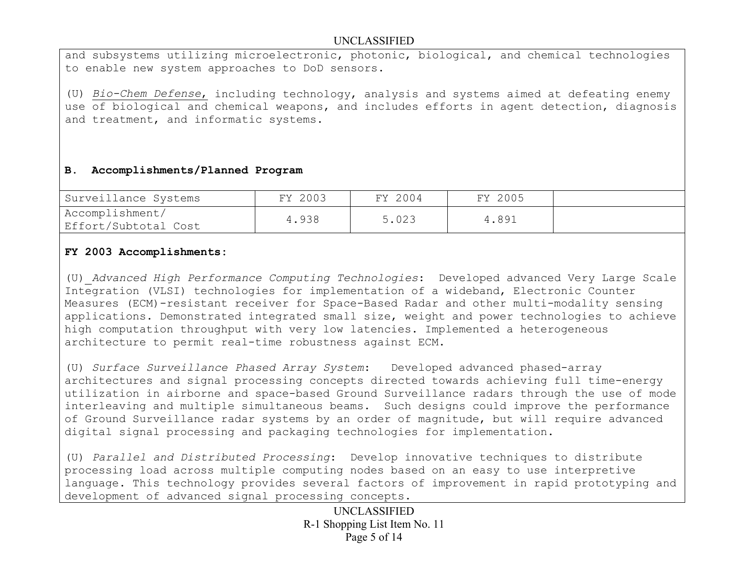and subsystems utilizing microelectronic, photonic, biological, and chemical technologies to enable new system approaches to DoD sensors.

(U) *Bio-Chem Defense*, including technology, analysis and systems aimed at defeating enemy use of biological and chemical weapons, and includes efforts in agent detection, diagnosis and treatment, and informatic systems.

**B. Accomplishments/Planned Program**

| Surveillance Systems | FY 2003 | FY 2004 | FY 2005 | |
|---|---|---|---|---|
| Accomplishment/ Effort/Subtotal Cost | 4.938 | 5.023 | 4.891 | |

**FY 2003 Accomplishments:**

(U) *Advanced High Performance Computing Technologies*: Developed advanced Very Large Scale Integration (VLSI) technologies for implementation of a wideband, Electronic Counter Measures (ECM)-resistant receiver for Space-Based Radar and other multi-modality sensing applications. Demonstrated integrated small size, weight and power technologies to achieve high computation throughput with very low latencies. Implemented a heterogeneous architecture to permit real-time robustness against ECM.

(U) *Surface Surveillance Phased Array System*: Developed advanced phased-array architectures and signal processing concepts directed towards achieving full time-energy utilization in airborne and space-based Ground Surveillance radars through the use of mode interleaving and multiple simultaneous beams. Such designs could improve the performance of Ground Surveillance radar systems by an order of magnitude, but will require advanced digital signal processing and packaging technologies for implementation.

(U) *Parallel and Distributed Processing*: Develop innovative techniques to distribute processing load across multiple computing nodes based on an easy to use interpretive language. This technology provides several factors of improvement in rapid prototyping and development of advanced signal processing concepts.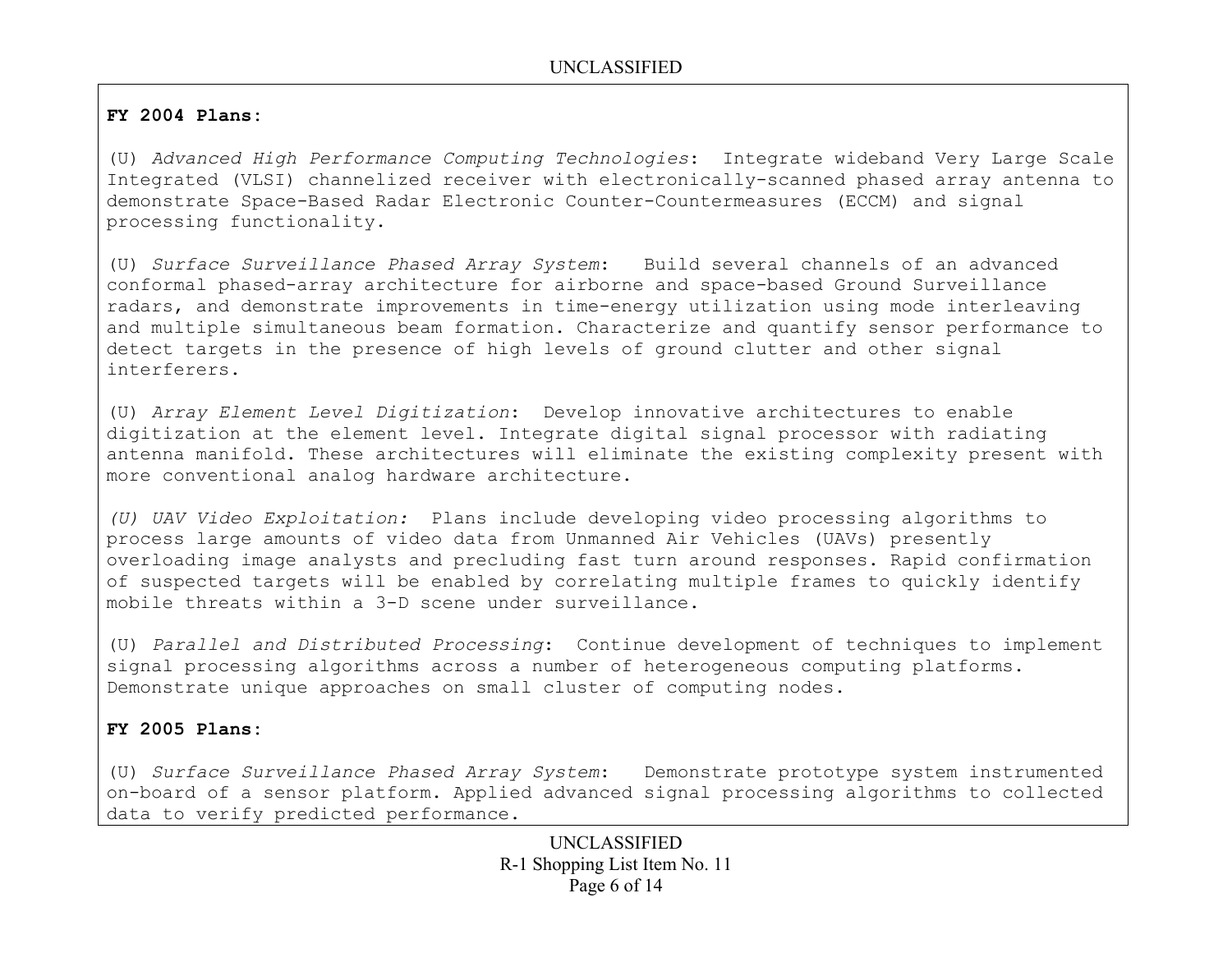**FY 2004 Plans:**

(U) *Advanced High Performance Computing Technologies*: Integrate wideband Very Large Scale Integrated (VLSI) channelized receiver with electronically-scanned phased array antenna to demonstrate Space-Based Radar Electronic Counter-Countermeasures (ECCM) and signal processing functionality.

(U) *Surface Surveillance Phased Array System*: Build several channels of an advanced conformal phased-array architecture for airborne and space-based Ground Surveillance radars, and demonstrate improvements in time-energy utilization using mode interleaving and multiple simultaneous beam formation. Characterize and quantify sensor performance to detect targets in the presence of high levels of ground clutter and other signal interferers.

(U) *Array Element Level Digitization*: Develop innovative architectures to enable digitization at the element level. Integrate digital signal processor with radiating antenna manifold. These architectures will eliminate the existing complexity present with more conventional analog hardware architecture.

*(U) UAV Video Exploitation:* Plans include developing video processing algorithms to process large amounts of video data from Unmanned Air Vehicles (UAVs) presently overloading image analysts and precluding fast turn around responses. Rapid confirmation of suspected targets will be enabled by correlating multiple frames to quickly identify mobile threats within a 3-D scene under surveillance.

(U) *Parallel and Distributed Processing*: Continue development of techniques to implement signal processing algorithms across a number of heterogeneous computing platforms. Demonstrate unique approaches on small cluster of computing nodes.

**FY 2005 Plans:**

(U) *Surface Surveillance Phased Array System*: Demonstrate prototype system instrumented on-board of a sensor platform. Applied advanced signal processing algorithms to collected data to verify predicted performance.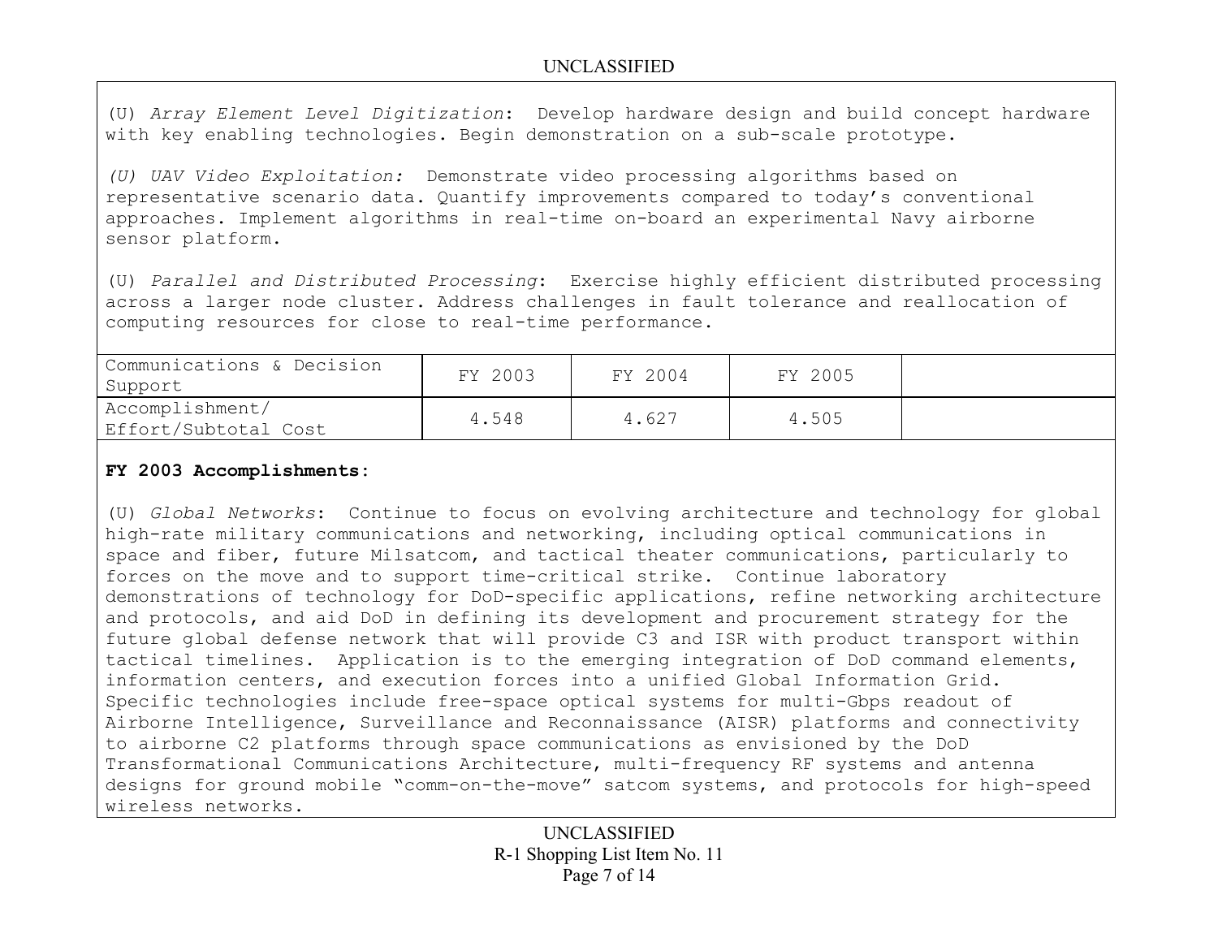(U) *Array Element Level Digitization*: Develop hardware design and build concept hardware with key enabling technologies. Begin demonstration on a sub-scale prototype.

*(U) UAV Video Exploitation:* Demonstrate video processing algorithms based on representative scenario data. Quantify improvements compared to today's conventional approaches. Implement algorithms in real-time on-board an experimental Navy airborne sensor platform.

(U) *Parallel and Distributed Processing*: Exercise highly efficient distributed processing across a larger node cluster. Address challenges in fault tolerance and reallocation of computing resources for close to real-time performance.

| Communications & Decision Support | FY 2003 | FY 2004 | FY 2005 | |
|---|---|---|---|---|
| Accomplishment/ Effort/Subtotal Cost | 4.548 | 4.627 | 4.505 | |

**FY 2003 Accomplishments:**

(U) *Global Networks*: Continue to focus on evolving architecture and technology for global high-rate military communications and networking, including optical communications in space and fiber, future Milsatcom, and tactical theater communications, particularly to forces on the move and to support time-critical strike. Continue laboratory demonstrations of technology for DoD-specific applications, refine networking architecture and protocols, and aid DoD in defining its development and procurement strategy for the future global defense network that will provide C3 and ISR with product transport within tactical timelines. Application is to the emerging integration of DoD command elements, information centers, and execution forces into a unified Global Information Grid. Specific technologies include free-space optical systems for multi-Gbps readout of Airborne Intelligence, Surveillance and Reconnaissance (AISR) platforms and connectivity to airborne C2 platforms through space communications as envisioned by the DoD Transformational Communications Architecture, multi-frequency RF systems and antenna designs for ground mobile "comm-on-the-move" satcom systems, and protocols for high-speed wireless networks.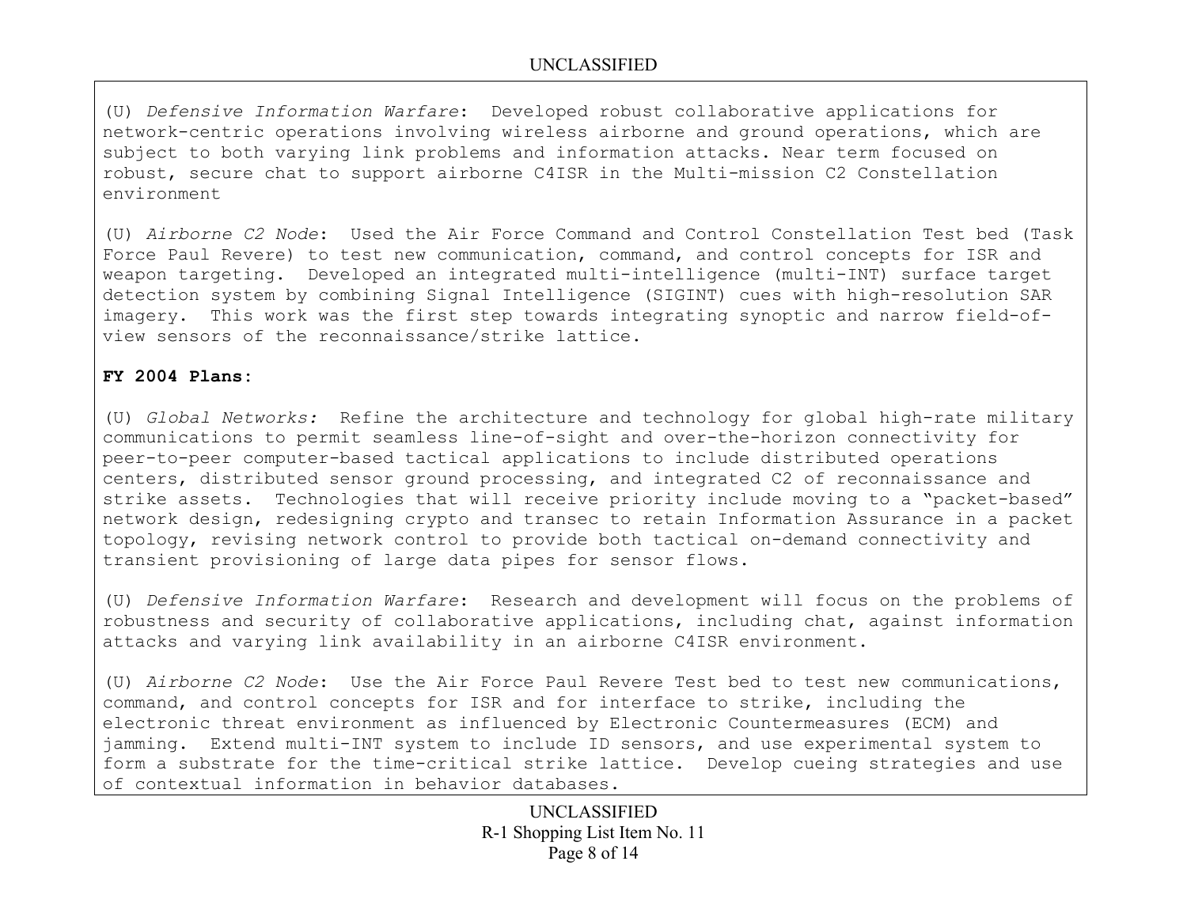(U) *Defensive Information Warfare*: Developed robust collaborative applications for network-centric operations involving wireless airborne and ground operations, which are subject to both varying link problems and information attacks. Near term focused on robust, secure chat to support airborne C4ISR in the Multi-mission C2 Constellation environment

(U) *Airborne C2 Node*: Used the Air Force Command and Control Constellation Test bed (Task Force Paul Revere) to test new communication, command, and control concepts for ISR and weapon targeting. Developed an integrated multi-intelligence (multi-INT) surface target detection system by combining Signal Intelligence (SIGINT) cues with high-resolution SAR imagery. This work was the first step towards integrating synoptic and narrow field-of-view sensors of the reconnaissance/strike lattice.

**FY 2004 Plans:**

(U) *Global Networks:* Refine the architecture and technology for global high-rate military communications to permit seamless line-of-sight and over-the-horizon connectivity for peer-to-peer computer-based tactical applications to include distributed operations centers, distributed sensor ground processing, and integrated C2 of reconnaissance and strike assets. Technologies that will receive priority include moving to a "packet-based" network design, redesigning crypto and transec to retain Information Assurance in a packet topology, revising network control to provide both tactical on-demand connectivity and transient provisioning of large data pipes for sensor flows.

(U) *Defensive Information Warfare*: Research and development will focus on the problems of robustness and security of collaborative applications, including chat, against information attacks and varying link availability in an airborne C4ISR environment.

(U) *Airborne C2 Node*: Use the Air Force Paul Revere Test bed to test new communications, command, and control concepts for ISR and for interface to strike, including the electronic threat environment as influenced by Electronic Countermeasures (ECM) and jamming. Extend multi-INT system to include ID sensors, and use experimental system to form a substrate for the time-critical strike lattice. Develop cueing strategies and use of contextual information in behavior databases.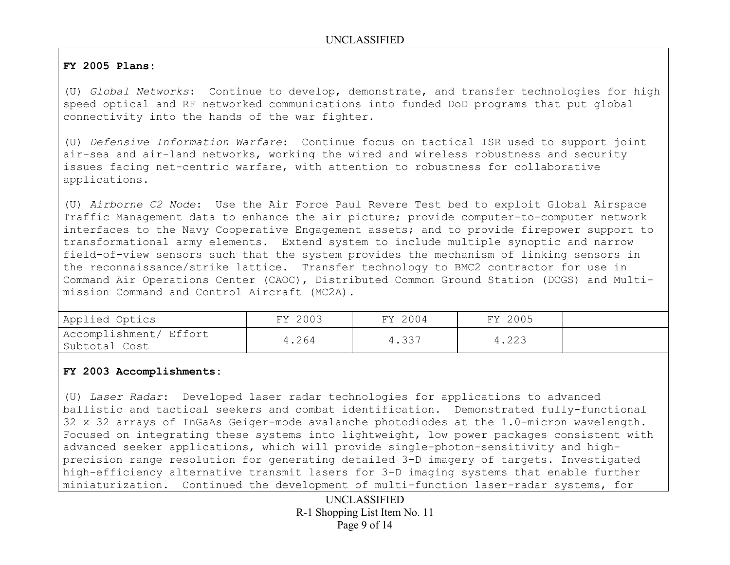**FY 2005 Plans:**

(U) *Global Networks*: Continue to develop, demonstrate, and transfer technologies for high speed optical and RF networked communications into funded DoD programs that put global connectivity into the hands of the war fighter.

(U) *Defensive Information Warfare*: Continue focus on tactical ISR used to support joint air-sea and air-land networks, working the wired and wireless robustness and security issues facing net-centric warfare, with attention to robustness for collaborative applications.

(U) *Airborne C2 Node*: Use the Air Force Paul Revere Test bed to exploit Global Airspace Traffic Management data to enhance the air picture; provide computer-to-computer network interfaces to the Navy Cooperative Engagement assets; and to provide firepower support to transformational army elements. Extend system to include multiple synoptic and narrow field-of-view sensors such that the system provides the mechanism of linking sensors in the reconnaissance/strike lattice. Transfer technology to BMC2 contractor for use in Command Air Operations Center (CAOC), Distributed Common Ground Station (DCGS) and Multi-mission Command and Control Aircraft (MC2A).

| Applied Optics | FY 2003 | FY 2004 | FY 2005 | |
|---|---|---|---|---|
| Accomplishment/ Effort Subtotal Cost | 4.264 | 4.337 | 4.223 | |

**FY 2003 Accomplishments:**

(U) *Laser Radar*: Developed laser radar technologies for applications to advanced ballistic and tactical seekers and combat identification. Demonstrated fully-functional 32 x 32 arrays of InGaAs Geiger-mode avalanche photodiodes at the 1.0-micron wavelength. Focused on integrating these systems into lightweight, low power packages consistent with advanced seeker applications, which will provide single-photon-sensitivity and high-precision range resolution for generating detailed 3-D imagery of targets. Investigated high-efficiency alternative transmit lasers for 3-D imaging systems that enable further miniaturization. Continued the development of multi-function laser-radar systems, for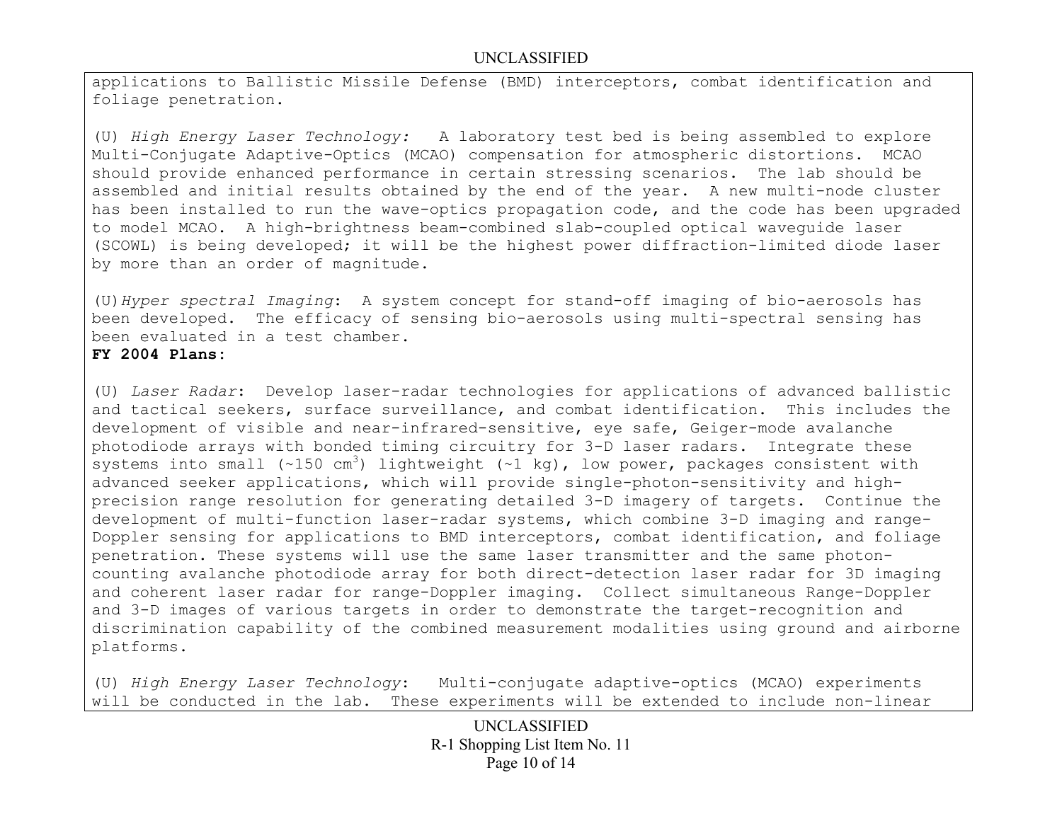applications to Ballistic Missile Defense (BMD) interceptors, combat identification and foliage penetration.

(U) *High Energy Laser Technology:* A laboratory test bed is being assembled to explore Multi-Conjugate Adaptive-Optics (MCAO) compensation for atmospheric distortions. MCAO should provide enhanced performance in certain stressing scenarios. The lab should be assembled and initial results obtained by the end of the year. A new multi-node cluster has been installed to run the wave-optics propagation code, and the code has been upgraded to model MCAO. A high-brightness beam-combined slab-coupled optical waveguide laser (SCOWL) is being developed; it will be the highest power diffraction-limited diode laser by more than an order of magnitude.

(U) *Hyper spectral Imaging*: A system concept for stand-off imaging of bio-aerosols has been developed. The efficacy of sensing bio-aerosols using multi-spectral sensing has been evaluated in a test chamber.

**FY 2004 Plans:**

(U) *Laser Radar*: Develop laser-radar technologies for applications of advanced ballistic and tactical seekers, surface surveillance, and combat identification. This includes the development of visible and near-infrared-sensitive, eye safe, Geiger-mode avalanche photodiode arrays with bonded timing circuitry for 3-D laser radars. Integrate these systems into small (~150 $cm^3$) lightweight (~1 kg), low power, packages consistent with advanced seeker applications, which will provide single-photon-sensitivity and high-precision range resolution for generating detailed 3-D imagery of targets. Continue the development of multi-function laser-radar systems, which combine 3-D imaging and range-Doppler sensing for applications to BMD interceptors, combat identification, and foliage penetration. These systems will use the same laser transmitter and the same photon-counting avalanche photodiode array for both direct-detection laser radar for 3D imaging and coherent laser radar for range-Doppler imaging. Collect simultaneous Range-Doppler and 3-D images of various targets in order to demonstrate the target-recognition and discrimination capability of the combined measurement modalities using ground and airborne platforms.

(U) *High Energy Laser Technology*: Multi-conjugate adaptive-optics (MCAO) experiments will be conducted in the lab. These experiments will be extended to include non-linear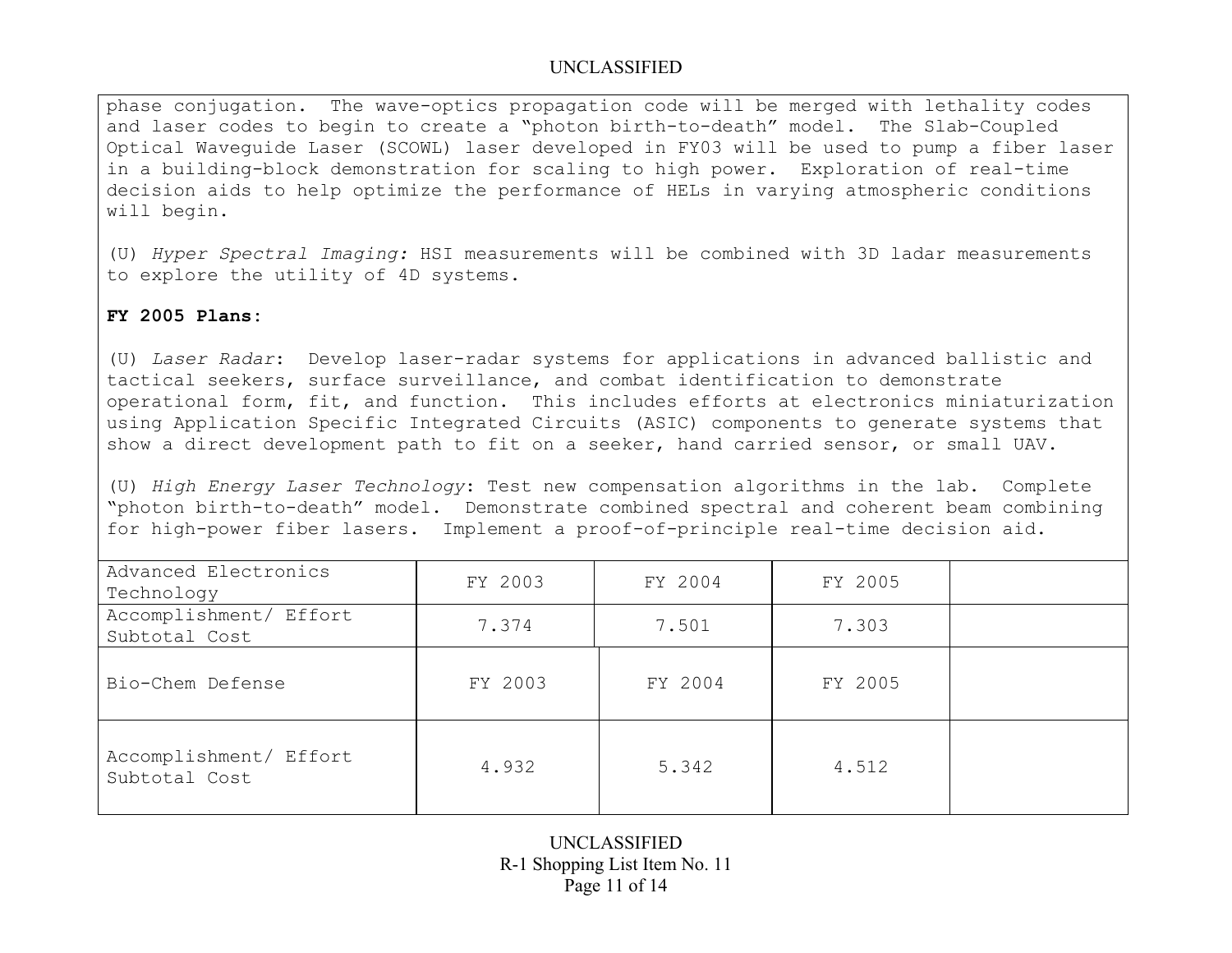phase conjugation. The wave-optics propagation code will be merged with lethality codes and laser codes to begin to create a "photon birth-to-death" model. The Slab-Coupled Optical Waveguide Laser (SCOWL) laser developed in FY03 will be used to pump a fiber laser in a building-block demonstration for scaling to high power. Exploration of real-time decision aids to help optimize the performance of HELs in varying atmospheric conditions will begin.

(U) *Hyper Spectral Imaging:* HSI measurements will be combined with 3D ladar measurements to explore the utility of 4D systems.

**FY 2005 Plans:**

(U) *Laser Radar*: Develop laser-radar systems for applications in advanced ballistic and tactical seekers, surface surveillance, and combat identification to demonstrate operational form, fit, and function. This includes efforts at electronics miniaturization using Application Specific Integrated Circuits (ASIC) components to generate systems that show a direct development path to fit on a seeker, hand carried sensor, or small UAV.

(U) *High Energy Laser Technology*: Test new compensation algorithms in the lab. Complete "photon birth-to-death" model. Demonstrate combined spectral and coherent beam combining for high-power fiber lasers. Implement a proof-of-principle real-time decision aid.

| Advanced Electronics Technology | FY 2003 | FY 2004 | FY 2005 | |
|---|---|---|---|---|
| Accomplishment/ Effort Subtotal Cost | 7.374 | 7.501 | 7.303 | |

| Bio-Chem Defense | FY 2003 | FY 2004 | FY 2005 | |
|---|---|---|---|---|
| Accomplishment/ Effort Subtotal Cost | 4.932 | 5.342 | 4.512 | |

R-1 Shopping List Item No. 11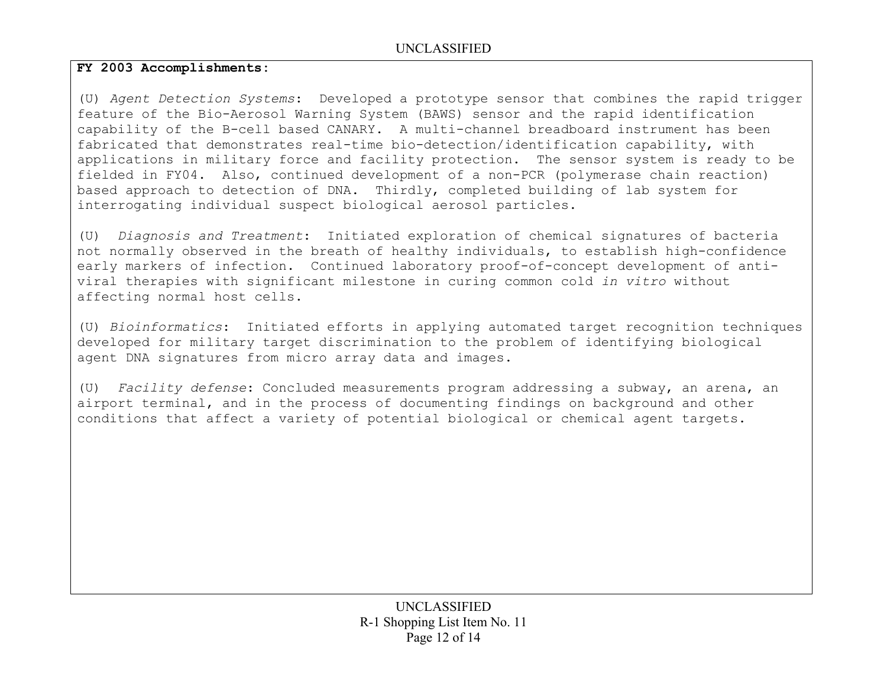**FY 2003 Accomplishments:**

(U) *Agent Detection Systems*: Developed a prototype sensor that combines the rapid trigger feature of the Bio-Aerosol Warning System (BAWS) sensor and the rapid identification capability of the B-cell based CANARY. A multi-channel breadboard instrument has been fabricated that demonstrates real-time bio-detection/identification capability, with applications in military force and facility protection. The sensor system is ready to be fielded in FY04. Also, continued development of a non-PCR (polymerase chain reaction) based approach to detection of DNA. Thirdly, completed building of lab system for interrogating individual suspect biological aerosol particles.

(U) *Diagnosis and Treatment*: Initiated exploration of chemical signatures of bacteria not normally observed in the breath of healthy individuals, to establish high-confidence early markers of infection. Continued laboratory proof-of-concept development of anti-viral therapies with significant milestone in curing common cold *in vitro* without affecting normal host cells.

(U) *Bioinformatics*: Initiated efforts in applying automated target recognition techniques developed for military target discrimination to the problem of identifying biological agent DNA signatures from micro array data and images.

(U) *Facility defense*: Concluded measurements program addressing a subway, an arena, an airport terminal, and in the process of documenting findings on background and other conditions that affect a variety of potential biological or chemical agent targets.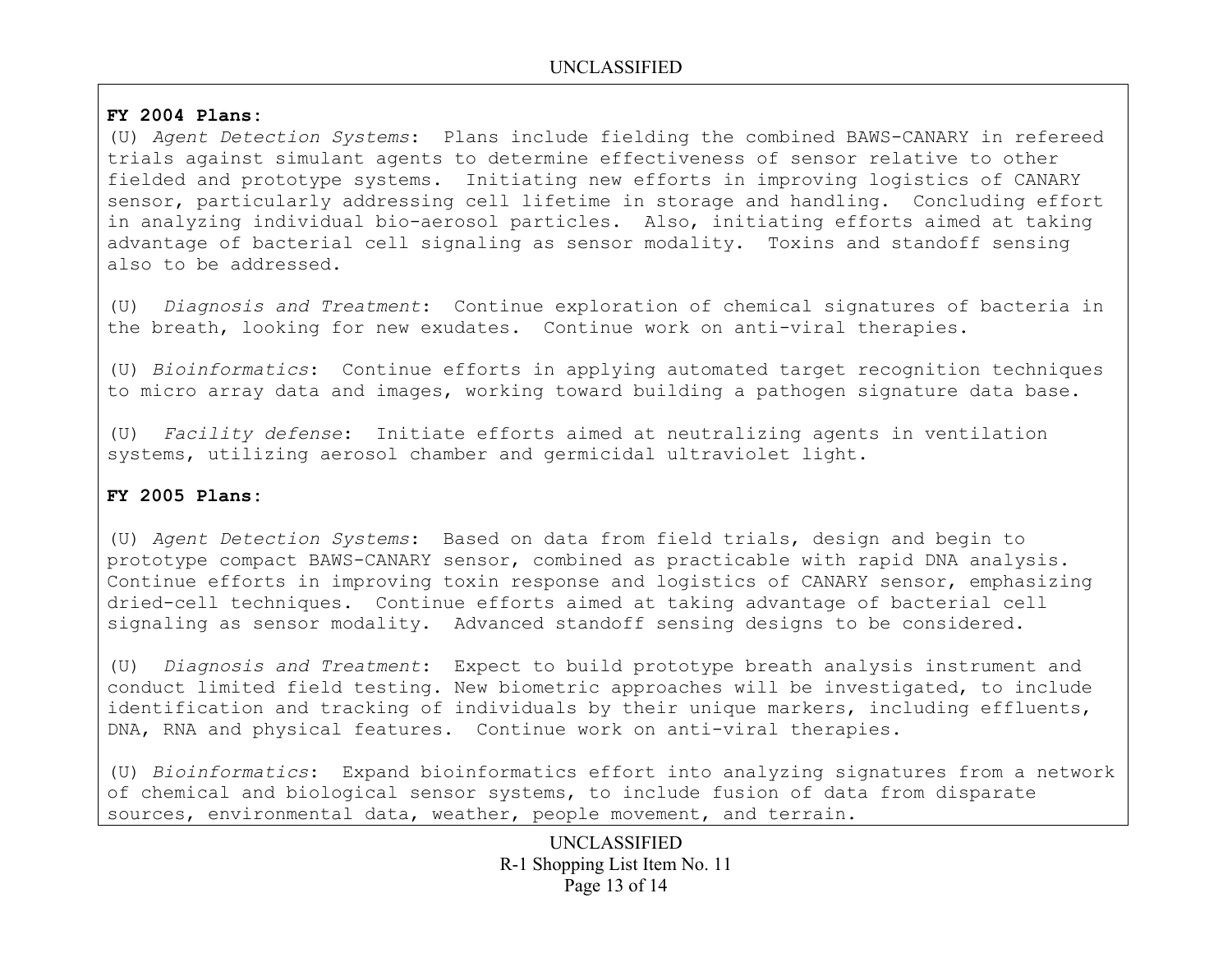**FY 2004 Plans:**

(U) *Agent Detection Systems*: Plans include fielding the combined BAWS-CANARY in refereed trials against simulant agents to determine effectiveness of sensor relative to other fielded and prototype systems. Initiating new efforts in improving logistics of CANARY sensor, particularly addressing cell lifetime in storage and handling. Concluding effort in analyzing individual bio-aerosol particles. Also, initiating efforts aimed at taking advantage of bacterial cell signaling as sensor modality. Toxins and standoff sensing also to be addressed.

(U) *Diagnosis and Treatment*: Continue exploration of chemical signatures of bacteria in the breath, looking for new exudates. Continue work on anti-viral therapies.

(U) *Bioinformatics*: Continue efforts in applying automated target recognition techniques to micro array data and images, working toward building a pathogen signature data base.

(U) *Facility defense*: Initiate efforts aimed at neutralizing agents in ventilation systems, utilizing aerosol chamber and germicidal ultraviolet light.

**FY 2005 Plans:**

(U) *Agent Detection Systems*: Based on data from field trials, design and begin to prototype compact BAWS-CANARY sensor, combined as practicable with rapid DNA analysis. Continue efforts in improving toxin response and logistics of CANARY sensor, emphasizing dried-cell techniques. Continue efforts aimed at taking advantage of bacterial cell signaling as sensor modality. Advanced standoff sensing designs to be considered.

(U) *Diagnosis and Treatment*: Expect to build prototype breath analysis instrument and conduct limited field testing. New biometric approaches will be investigated, to include identification and tracking of individuals by their unique markers, including effluents, DNA, RNA and physical features. Continue work on anti-viral therapies.

(U) *Bioinformatics*: Expand bioinformatics effort into analyzing signatures from a network of chemical and biological sensor systems, to include fusion of data from disparate sources, environmental data, weather, people movement, and terrain.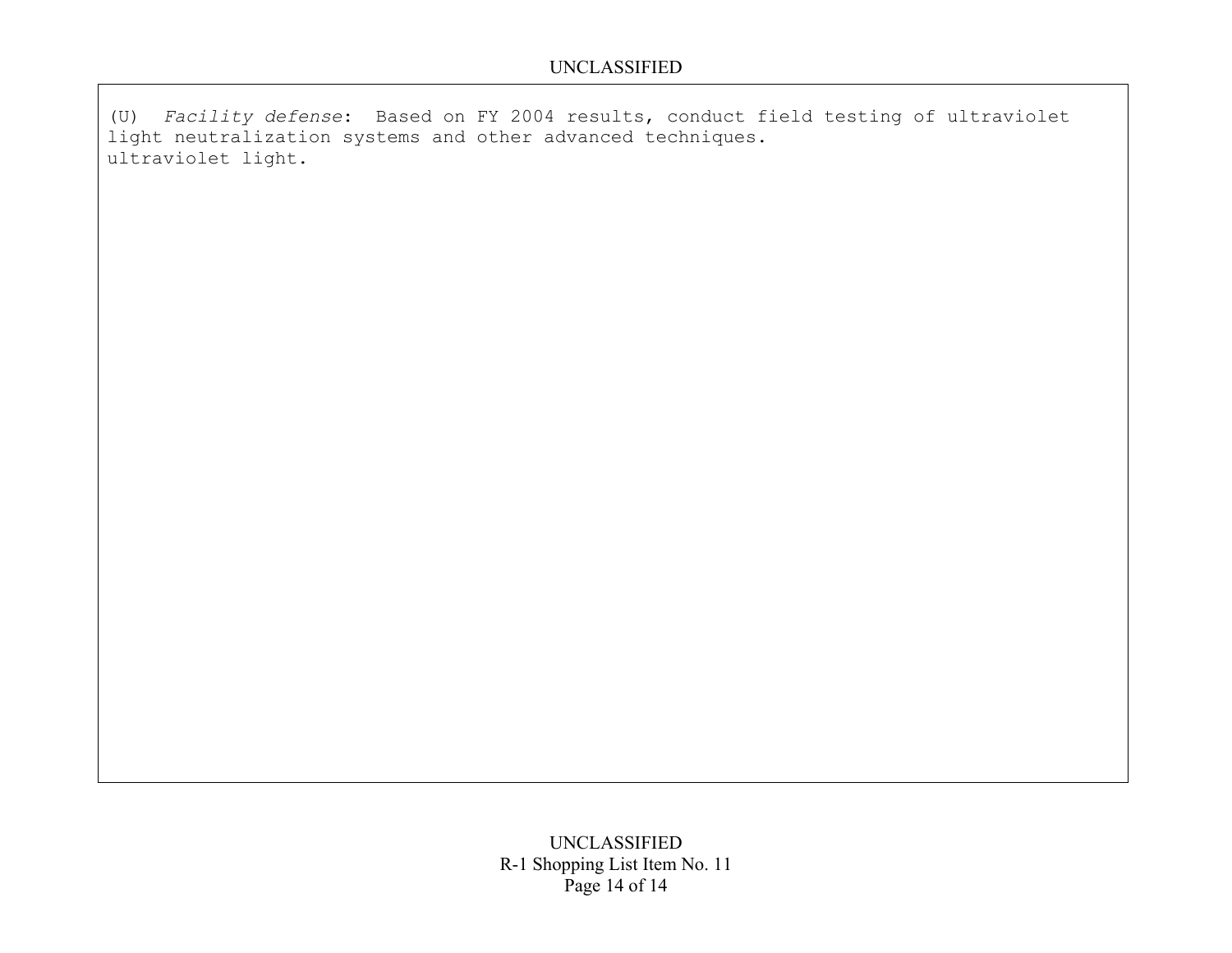(U) *Facility defense*: Based on FY 2004 results, conduct field testing of ultraviolet light neutralization systems and other advanced techniques.
ultraviolet light.